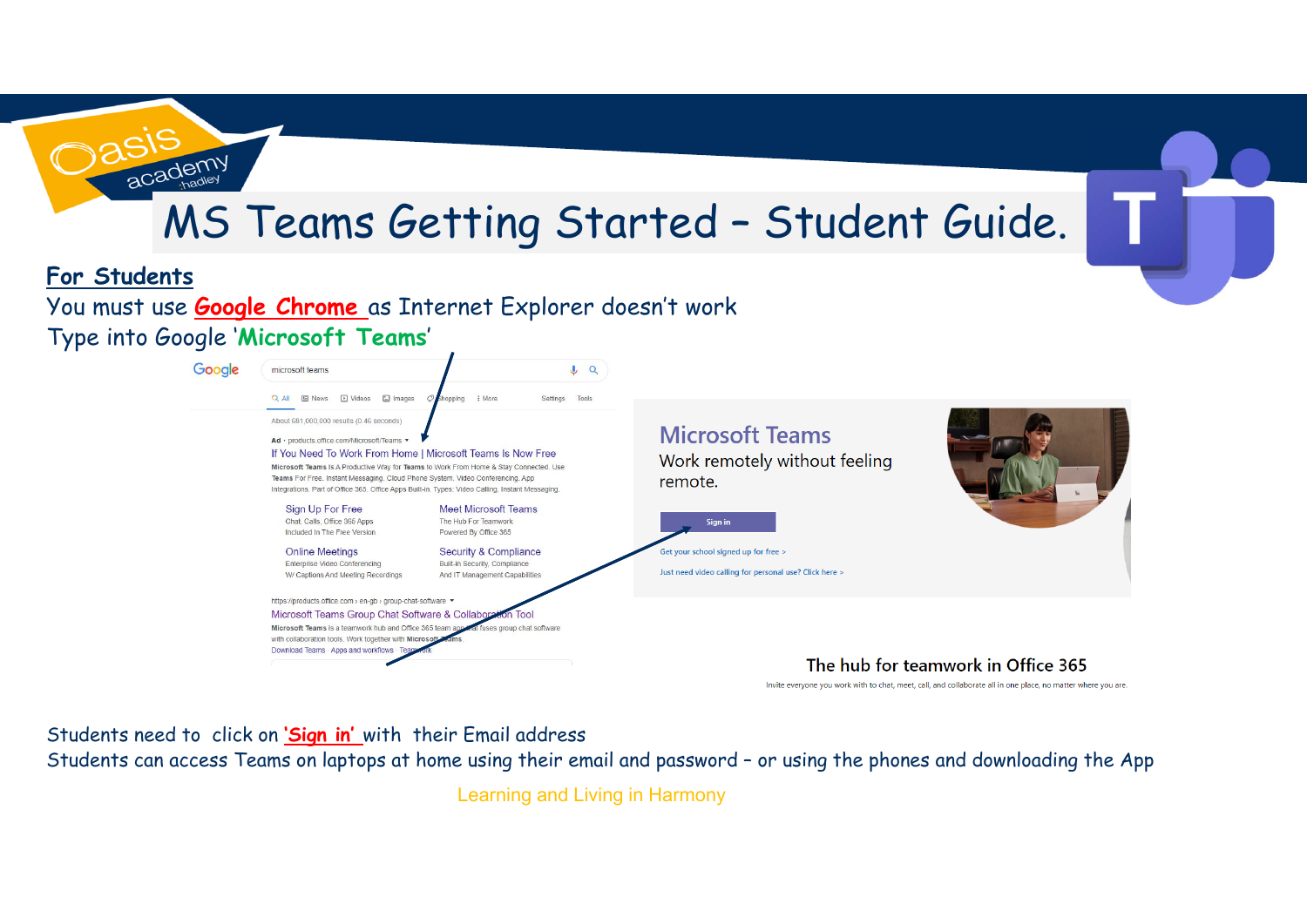# MS Teams Getting Started – Student Guide.

**For Students**

You must use **Google Chrome** as Internet Explorer doesn't work

Type into Google '**Microsoft Teams**'

Students need to click on **'Sign in'** with their Email address

Students can access Teams on laptops at home using their email and password – or using the phones and downloading the App

Learning and Living in Harmony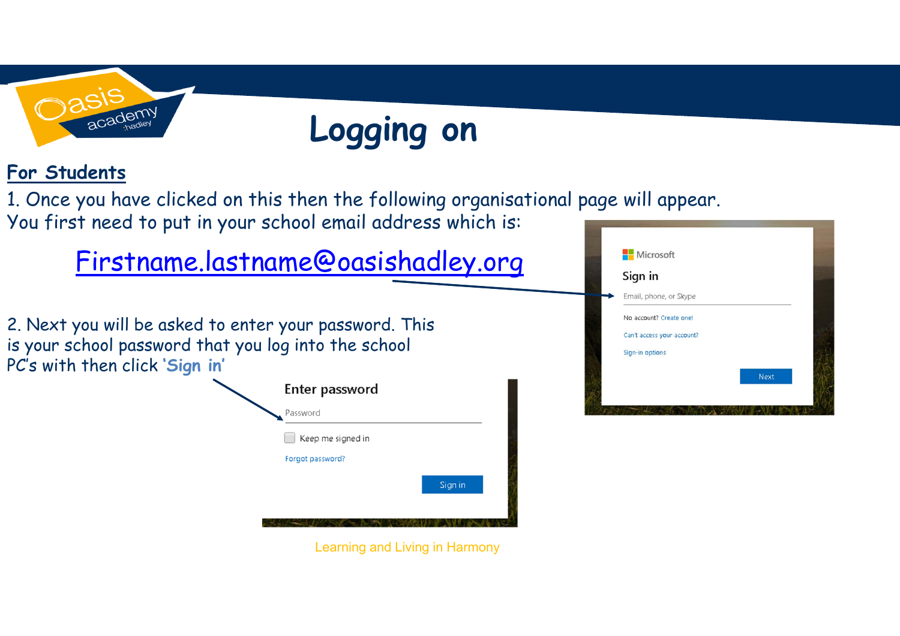# Logging on

## For Students

1. Once you have clicked on this then the following organisational page will appear. You first need to put in your school email address which is:

Firstname.lastname@oasishadley.org

Microsoft

Sign in

Email, phone, or Skype

No account? Create one!

Can't access your account?

Sign-in options

Next

2. Next you will be asked to enter your password. This is your school password that you log into the school PC's with then click **'Sign in'**

Enter password

Password

Keep me signed in

Forgot password?

Sign in

Learning and Living in Harmony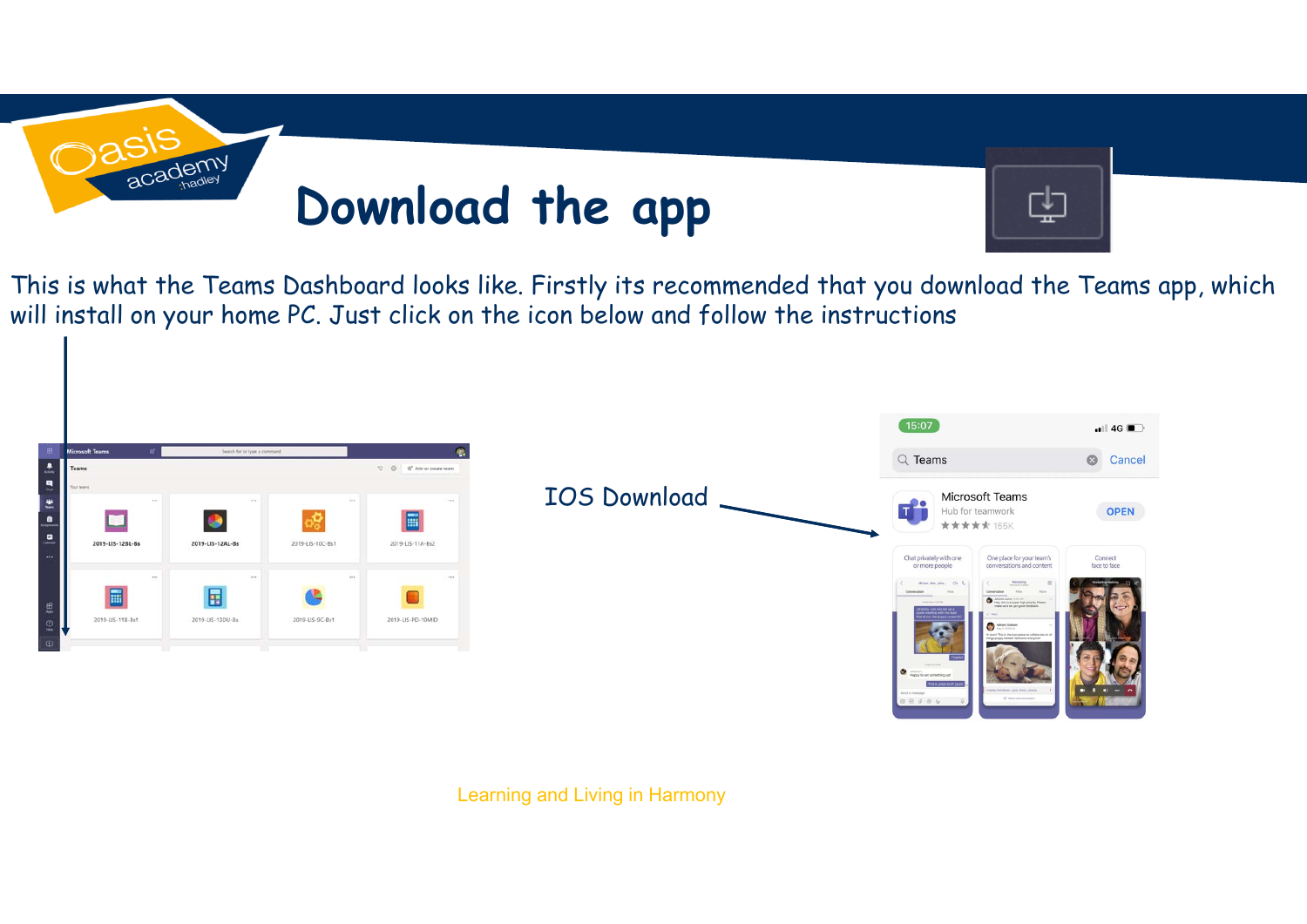# Download the app

This is what the Teams Dashboard looks like. Firstly its recommended that you download the Teams app, which will install on your home PC. Just click on the icon below and follow the instructions

IOS Download

Learning and Living in Harmony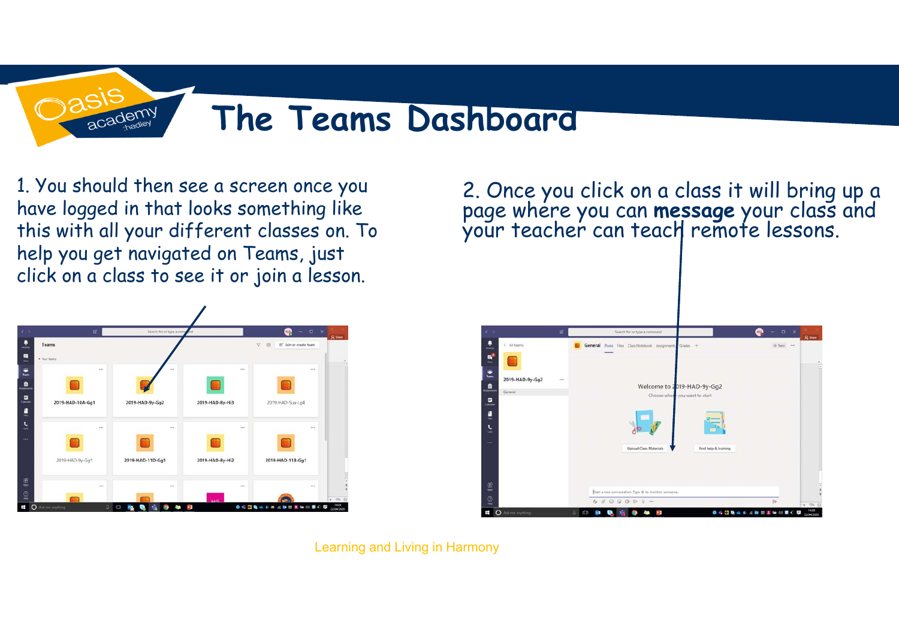# The Teams Dashboard

1. You should then see a screen once you have logged in that looks something like this with all your different classes on. To help you get navigated on Teams, just click on a class to see it or join a lesson.

2. Once you click on a class it will bring up a page where you can **message** your class and your teacher can teach remote lessons.

Learning and Living in Harmony